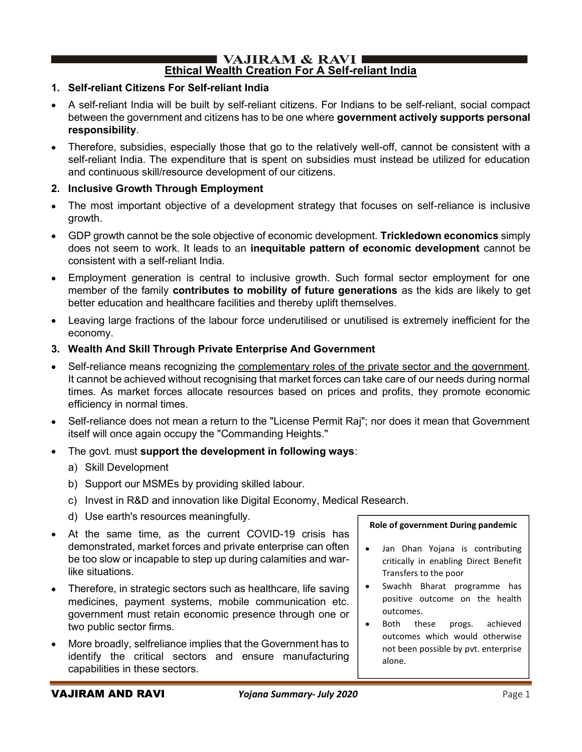# Ethical Wealth Creation For A Self-reliant India

## 1. Self-reliant Citizens For Self-reliant India

- A self-reliant India will be built by self-reliant citizens. For Indians to be self-reliant, social compact between the government and citizens has to be one where **government actively supports personal responsibility**.
- Therefore, subsidies, especially those that go to the relatively well-off, cannot be consistent with a self-reliant India. The expenditure that is spent on subsidies must instead be utilized for education and continuous skill/resource development of our citizens.

## 2. Inclusive Growth Through Employment

- The most important objective of a development strategy that focuses on self-reliance is inclusive growth.
- GDP growth cannot be the sole objective of economic development. **Trickledown economics** simply does not seem to work. It leads to an **inequitable pattern of economic development** cannot be consistent with a self-reliant India.
- Employment generation is central to inclusive growth. Such formal sector employment for one member of the family **contributes to mobility of future generations** as the kids are likely to get better education and healthcare facilities and thereby uplift themselves.
- Leaving large fractions of the labour force underutilised or unutilised is extremely inefficient for the economy.

## 3. Wealth And Skill Through Private Enterprise And Government

- Self-reliance means recognizing the complementary roles of the private sector and the government. It cannot be achieved without recognising that market forces can take care of our needs during normal times. As market forces allocate resources based on prices and profits, they promote economic efficiency in normal times.
- Self-reliance does not mean a return to the "License Permit Raj"; nor does it mean that Government itself will once again occupy the "Commanding Heights."
- The govt. must **support the development in following ways**:
  a) Skill Development
  b) Support our MSMEs by providing skilled labour.
  c) Invest in R&D and innovation like Digital Economy, Medical Research.
  d) Use earth's resources meaningfully.
- At the same time, as the current COVID-19 crisis has demonstrated, market forces and private enterprise can often be too slow or incapable to step up during calamities and war-like situations.
- Therefore, in strategic sectors such as healthcare, life saving medicines, payment systems, mobile communication etc. government must retain economic presence through one or two public sector firms.
- More broadly, selfreliance implies that the Government has to identify the critical sectors and ensure manufacturing capabilities in these sectors.

> **Role of government During pandemic**
>
> - Jan Dhan Yojana is contributing critically in enabling Direct Benefit Transfers to the poor
> - Swachh Bharat programme has positive outcome on the health outcomes.
> - Both these progs. achieved outcomes which would otherwise not been possible by pvt. enterprise alone.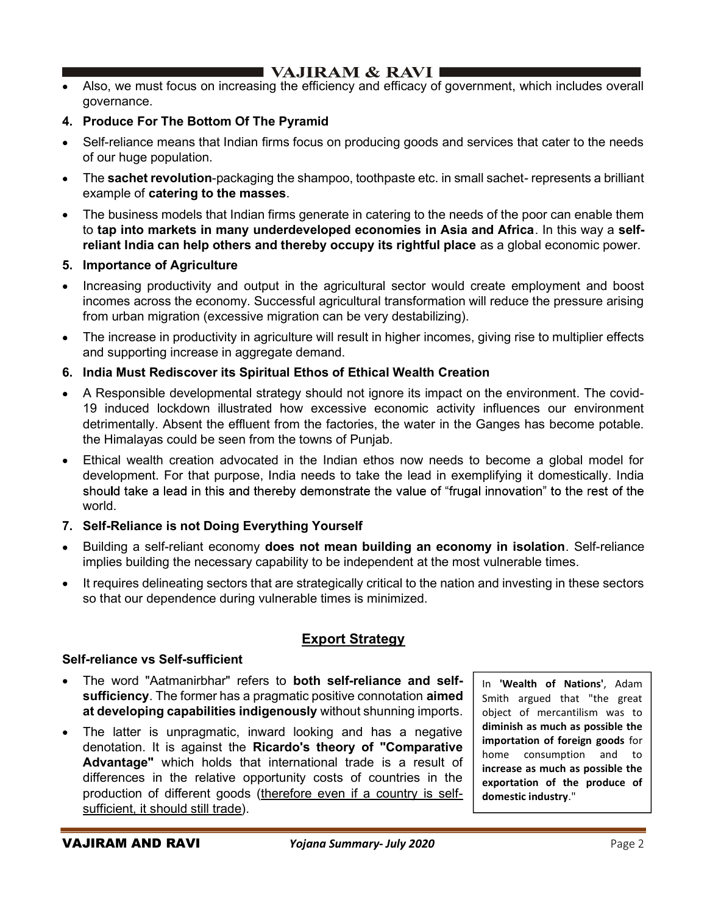- Also, we must focus on increasing the efficiency and efficacy of government, which includes overall governance.

**4. Produce For The Bottom Of The Pyramid**

- Self-reliance means that Indian firms focus on producing goods and services that cater to the needs of our huge population.
- The **sachet revolution**-packaging the shampoo, toothpaste etc. in small sachet- represents a brilliant example of **catering to the masses**.
- The business models that Indian firms generate in catering to the needs of the poor can enable them to **tap into markets in many underdeveloped economies in Asia and Africa**. In this way a **self-reliant India can help others and thereby occupy its rightful place** as a global economic power.

**5. Importance of Agriculture**

- Increasing productivity and output in the agricultural sector would create employment and boost incomes across the economy. Successful agricultural transformation will reduce the pressure arising from urban migration (excessive migration can be very destabilizing).
- The increase in productivity in agriculture will result in higher incomes, giving rise to multiplier effects and supporting increase in aggregate demand.

**6. India Must Rediscover its Spiritual Ethos of Ethical Wealth Creation**

- A Responsible developmental strategy should not ignore its impact on the environment. The covid-19 induced lockdown illustrated how excessive economic activity influences our environment detrimentally. Absent the effluent from the factories, the water in the Ganges has become potable. the Himalayas could be seen from the towns of Punjab.
- Ethical wealth creation advocated in the Indian ethos now needs to become a global model for development. For that purpose, India needs to take the lead in exemplifying it domestically. India should take a lead in this and thereby demonstrate the value of "frugal innovation" to the rest of the world.

**7. Self-Reliance is not Doing Everything Yourself**

- Building a self-reliant economy **does not mean building an economy in isolation**. Self-reliance implies building the necessary capability to be independent at the most vulnerable times.
- It requires delineating sectors that are strategically critical to the nation and investing in these sectors so that our dependence during vulnerable times is minimized.

## Export Strategy

### Self-reliance vs Self-sufficient

- The word "Aatmanirbhar" refers to **both self-reliance and self-sufficiency**. The former has a pragmatic positive connotation **aimed at developing capabilities indigenously** without shunning imports.
- The latter is unpragmatic, inward looking and has a negative denotation. It is against the **Ricardo's theory of "Comparative Advantage"** which holds that international trade is a result of differences in the relative opportunity costs of countries in the production of different goods (therefore even if a country is self-sufficient, it should still trade).

> In **'Wealth of Nations'**, Adam Smith argued that "the great object of mercantilism was to **diminish as much as possible the importation of foreign goods** for home consumption and to **increase as much as possible the exportation of the produce of domestic industry**."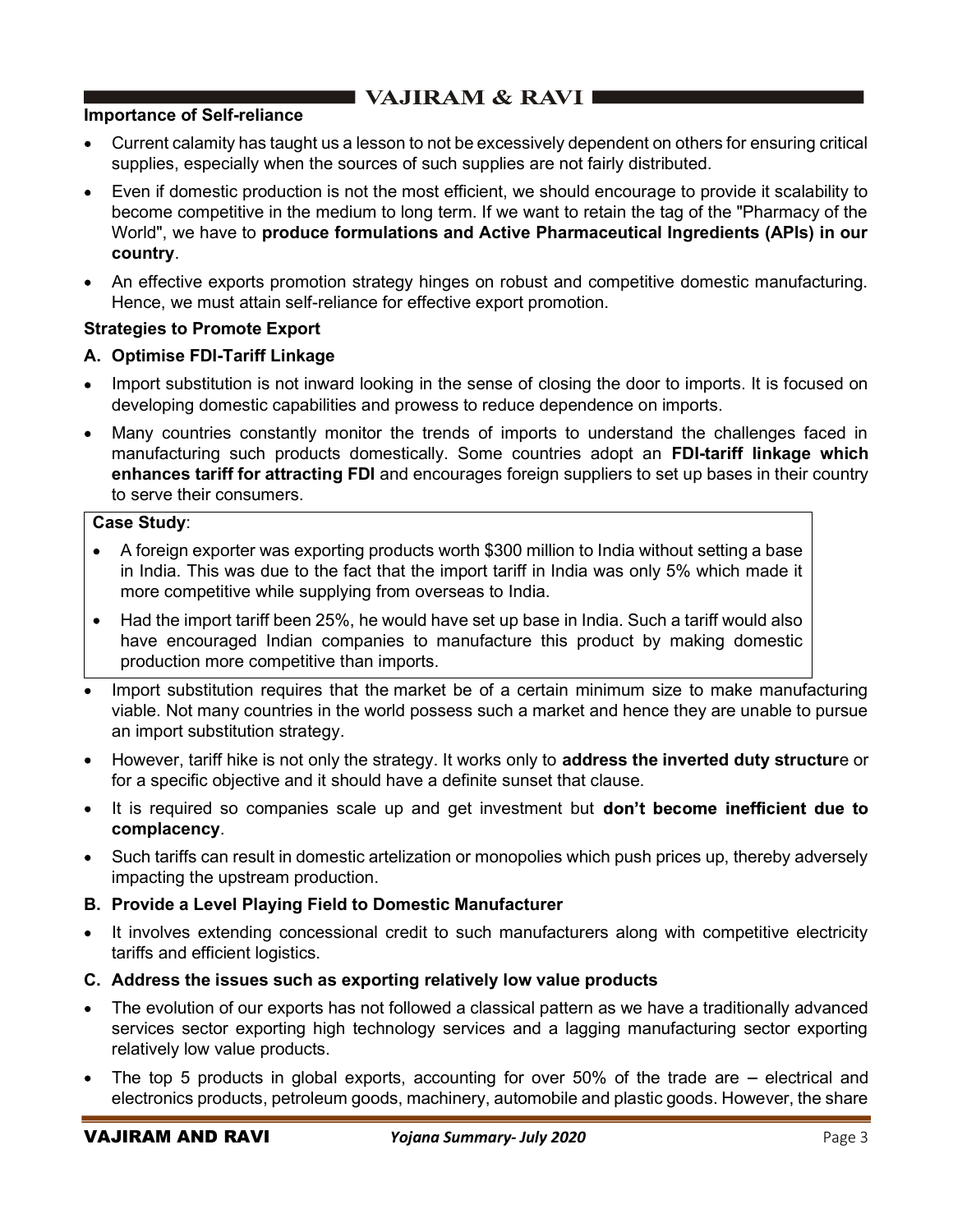### Importance of Self-reliance

- Current calamity has taught us a lesson to not be excessively dependent on others for ensuring critical supplies, especially when the sources of such supplies are not fairly distributed.
- Even if domestic production is not the most efficient, we should encourage to provide it scalability to become competitive in the medium to long term. If we want to retain the tag of the "Pharmacy of the World", we have to **produce formulations and Active Pharmaceutical Ingredients (APIs) in our country**.
- An effective exports promotion strategy hinges on robust and competitive domestic manufacturing. Hence, we must attain self-reliance for effective export promotion.

### Strategies to Promote Export

#### A. Optimise FDI-Tariff Linkage

- Import substitution is not inward looking in the sense of closing the door to imports. It is focused on developing domestic capabilities and prowess to reduce dependence on imports.
- Many countries constantly monitor the trends of imports to understand the challenges faced in manufacturing such products domestically. Some countries adopt an **FDI-tariff linkage which enhances tariff for attracting FDI** and encourages foreign suppliers to set up bases in their country to serve their consumers.

> **Case Study**:
>
> - A foreign exporter was exporting products worth $300 million to India without setting a base in India. This was due to the fact that the import tariff in India was only 5% which made it more competitive while supplying from overseas to India.
> - Had the import tariff been 25%, he would have set up base in India. Such a tariff would also have encouraged Indian companies to manufacture this product by making domestic production more competitive than imports.

- Import substitution requires that the market be of a certain minimum size to make manufacturing viable. Not many countries in the world possess such a market and hence they are unable to pursue an import substitution strategy.
- However, tariff hike is not only the strategy. It works only to **address the inverted duty structur**e or for a specific objective and it should have a definite sunset that clause.
- It is required so companies scale up and get investment but **don't become inefficient due to complacency**.
- Such tariffs can result in domestic artelization or monopolies which push prices up, thereby adversely impacting the upstream production.

#### B. Provide a Level Playing Field to Domestic Manufacturer

- It involves extending concessional credit to such manufacturers along with competitive electricity tariffs and efficient logistics.

#### C. Address the issues such as exporting relatively low value products

- The evolution of our exports has not followed a classical pattern as we have a traditionally advanced services sector exporting high technology services and a lagging manufacturing sector exporting relatively low value products.
- The top 5 products in global exports, accounting for over 50% of the trade are – electrical and electronics products, petroleum goods, machinery, automobile and plastic goods. However, the share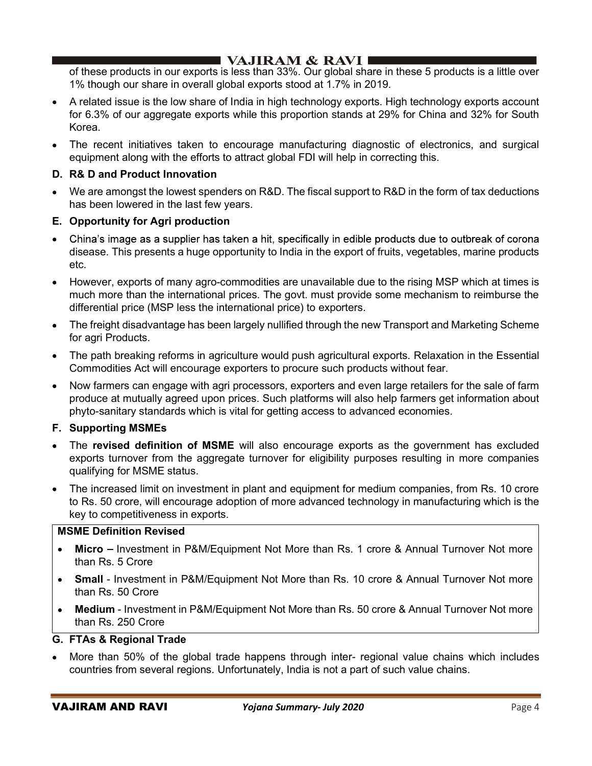of these products in our exports is less than 33%. Our global share in these 5 products is a little over 1% though our share in overall global exports stood at 1.7% in 2019.

- A related issue is the low share of India in high technology exports. High technology exports account for 6.3% of our aggregate exports while this proportion stands at 29% for China and 32% for South Korea.
- The recent initiatives taken to encourage manufacturing diagnostic of electronics, and surgical equipment along with the efforts to attract global FDI will help in correcting this.

### D. R& D and Product Innovation

- We are amongst the lowest spenders on R&D. The fiscal support to R&D in the form of tax deductions has been lowered in the last few years.

### E. Opportunity for Agri production

- China's image as a supplier has taken a hit, specifically in edible products due to outbreak of corona disease. This presents a huge opportunity to India in the export of fruits, vegetables, marine products etc.
- However, exports of many agro-commodities are unavailable due to the rising MSP which at times is much more than the international prices. The govt. must provide some mechanism to reimburse the differential price (MSP less the international price) to exporters.
- The freight disadvantage has been largely nullified through the new Transport and Marketing Scheme for agri Products.
- The path breaking reforms in agriculture would push agricultural exports. Relaxation in the Essential Commodities Act will encourage exporters to procure such products without fear.
- Now farmers can engage with agri processors, exporters and even large retailers for the sale of farm produce at mutually agreed upon prices. Such platforms will also help farmers get information about phyto-sanitary standards which is vital for getting access to advanced economies.

### F. Supporting MSMEs

- The **revised definition of MSME** will also encourage exports as the government has excluded exports turnover from the aggregate turnover for eligibility purposes resulting in more companies qualifying for MSME status.
- The increased limit on investment in plant and equipment for medium companies, from Rs. 10 crore to Rs. 50 crore, will encourage adoption of more advanced technology in manufacturing which is the key to competitiveness in exports.

**MSME Definition Revised**

- **Micro –** Investment in P&M/Equipment Not More than Rs. 1 crore & Annual Turnover Not more than Rs. 5 Crore
- **Small** - Investment in P&M/Equipment Not More than Rs. 10 crore & Annual Turnover Not more than Rs. 50 Crore
- **Medium** - Investment in P&M/Equipment Not More than Rs. 50 crore & Annual Turnover Not more than Rs. 250 Crore

### G. FTAs & Regional Trade

- More than 50% of the global trade happens through inter- regional value chains which includes countries from several regions. Unfortunately, India is not a part of such value chains.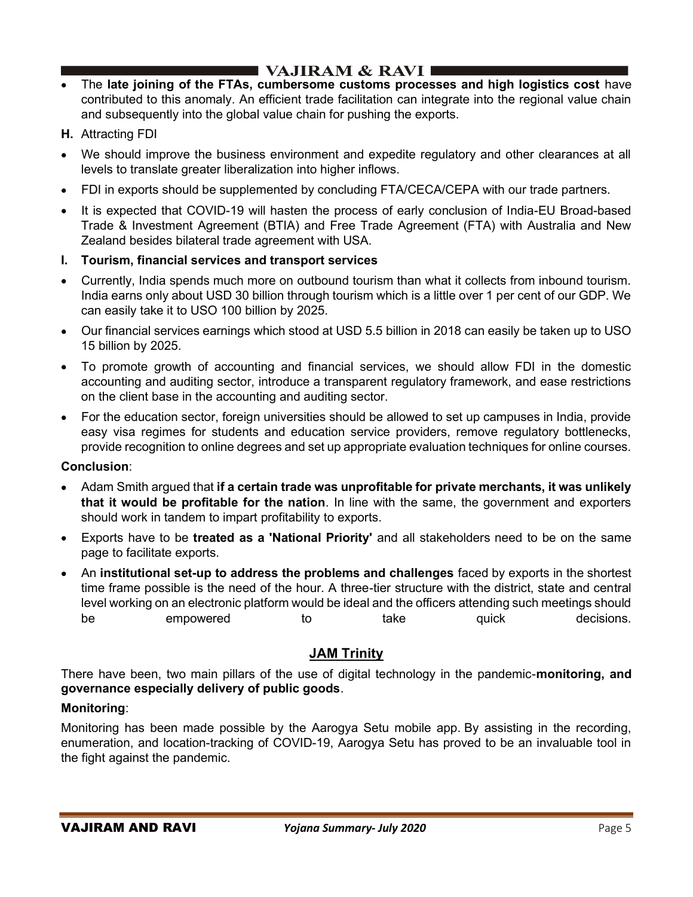- The **late joining of the FTAs, cumbersome customs processes and high logistics cost** have contributed to this anomaly. An efficient trade facilitation can integrate into the regional value chain and subsequently into the global value chain for pushing the exports.

**H.** Attracting FDI

- We should improve the business environment and expedite regulatory and other clearances at all levels to translate greater liberalization into higher inflows.
- FDI in exports should be supplemented by concluding FTA/CECA/CEPA with our trade partners.
- It is expected that COVID-19 will hasten the process of early conclusion of India-EU Broad-based Trade & Investment Agreement (BTIA) and Free Trade Agreement (FTA) with Australia and New Zealand besides bilateral trade agreement with USA.

**I. Tourism, financial services and transport services**

- Currently, India spends much more on outbound tourism than what it collects from inbound tourism. India earns only about USD 30 billion through tourism which is a little over 1 per cent of our GDP. We can easily take it to USO 100 billion by 2025.
- Our financial services earnings which stood at USD 5.5 billion in 2018 can easily be taken up to USO 15 billion by 2025.
- To promote growth of accounting and financial services, we should allow FDI in the domestic accounting and auditing sector, introduce a transparent regulatory framework, and ease restrictions on the client base in the accounting and auditing sector.
- For the education sector, foreign universities should be allowed to set up campuses in India, provide easy visa regimes for students and education service providers, remove regulatory bottlenecks, provide recognition to online degrees and set up appropriate evaluation techniques for online courses.

**Conclusion**:

- Adam Smith argued that **if a certain trade was unprofitable for private merchants, it was unlikely that it would be profitable for the nation**. In line with the same, the government and exporters should work in tandem to impart profitability to exports.
- Exports have to be **treated as a 'National Priority'** and all stakeholders need to be on the same page to facilitate exports.
- An **institutional set-up to address the problems and challenges** faced by exports in the shortest time frame possible is the need of the hour. A three-tier structure with the district, state and central level working on an electronic platform would be ideal and the officers attending such meetings should be empowered to take quick decisions.

## JAM Trinity

There have been, two main pillars of the use of digital technology in the pandemic-**monitoring, and governance especially delivery of public goods**.

**Monitoring**:

Monitoring has been made possible by the Aarogya Setu mobile app. By assisting in the recording, enumeration, and location-tracking of COVID-19, Aarogya Setu has proved to be an invaluable tool in the fight against the pandemic.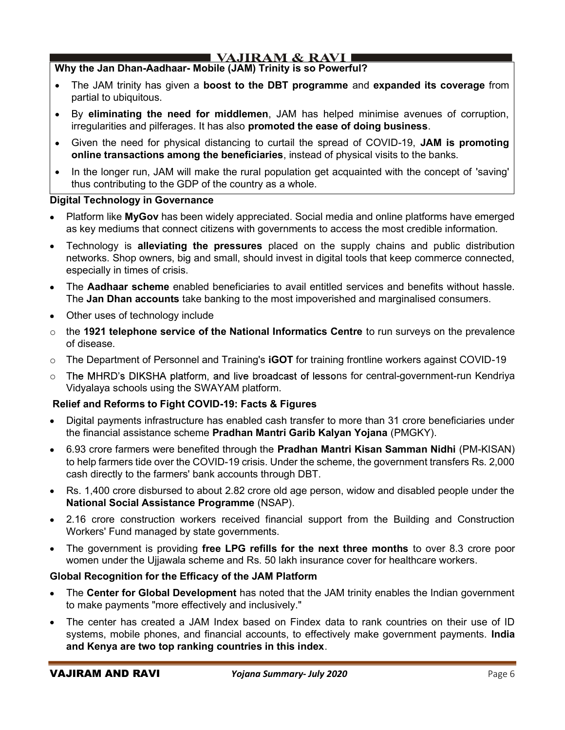### Why the Jan Dhan-Aadhaar- Mobile (JAM) Trinity is so Powerful?

- The JAM trinity has given a **boost to the DBT programme** and **expanded its coverage** from partial to ubiquitous.
- By **eliminating the need for middlemen**, JAM has helped minimise avenues of corruption, irregularities and pilferages. It has also **promoted the ease of doing business**.
- Given the need for physical distancing to curtail the spread of COVID-19, **JAM is promoting online transactions among the beneficiaries**, instead of physical visits to the banks.
- In the longer run, JAM will make the rural population get acquainted with the concept of 'saving' thus contributing to the GDP of the country as a whole.

### Digital Technology in Governance

- Platform like **MyGov** has been widely appreciated. Social media and online platforms have emerged as key mediums that connect citizens with governments to access the most credible information.
- Technology is **alleviating the pressures** placed on the supply chains and public distribution networks. Shop owners, big and small, should invest in digital tools that keep commerce connected, especially in times of crisis.
- The **Aadhaar scheme** enabled beneficiaries to avail entitled services and benefits without hassle. The **Jan Dhan accounts** take banking to the most impoverished and marginalised consumers.
- Other uses of technology include
  - the **1921 telephone service of the National Informatics Centre** to run surveys on the prevalence of disease.
  - The Department of Personnel and Training's **iGOT** for training frontline workers against COVID-19
  - The MHRD's DIKSHA platform, and live broadcast of lessons for central-government-run Kendriya Vidyalaya schools using the SWAYAM platform.

### Relief and Reforms to Fight COVID-19: Facts & Figures

- Digital payments infrastructure has enabled cash transfer to more than 31 crore beneficiaries under the financial assistance scheme **Pradhan Mantri Garib Kalyan Yojana** (PMGKY).
- 6.93 crore farmers were benefited through the **Pradhan Mantri Kisan Samman Nidhi** (PM-KISAN) to help farmers tide over the COVID-19 crisis. Under the scheme, the government transfers Rs. 2,000 cash directly to the farmers' bank accounts through DBT.
- Rs. 1,400 crore disbursed to about 2.82 crore old age person, widow and disabled people under the **National Social Assistance Programme** (NSAP).
- 2.16 crore construction workers received financial support from the Building and Construction Workers' Fund managed by state governments.
- The government is providing **free LPG refills for the next three months** to over 8.3 crore poor women under the Ujjawala scheme and Rs. 50 lakh insurance cover for healthcare workers.

### Global Recognition for the Efficacy of the JAM Platform

- The **Center for Global Development** has noted that the JAM trinity enables the Indian government to make payments "more effectively and inclusively."
- The center has created a JAM Index based on Findex data to rank countries on their use of ID systems, mobile phones, and financial accounts, to effectively make government payments. **India and Kenya are two top ranking countries in this index**.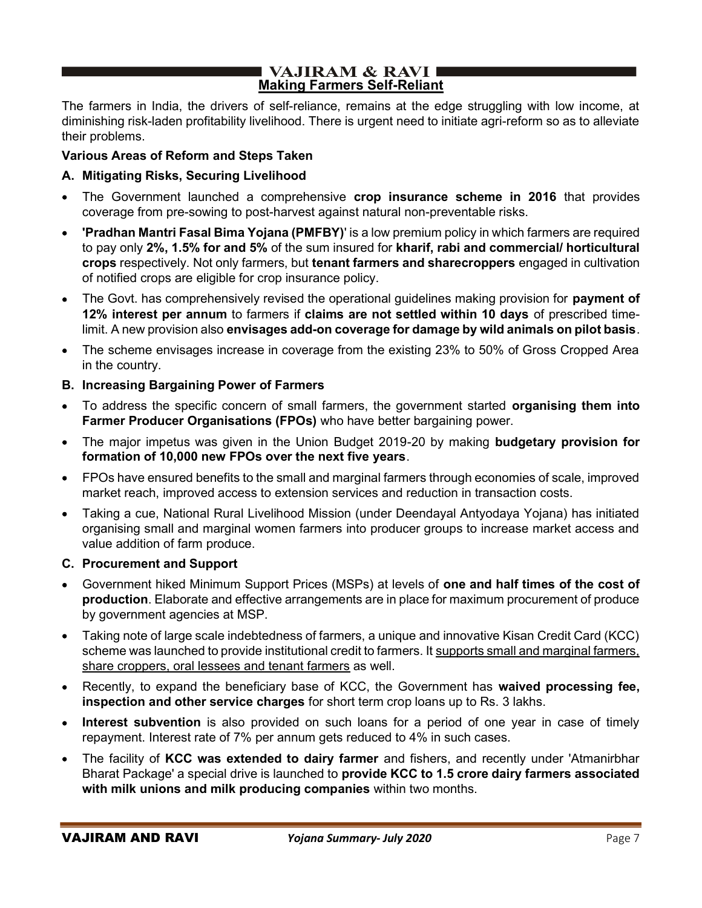## Making Farmers Self-Reliant

The farmers in India, the drivers of self-reliance, remains at the edge struggling with low income, at diminishing risk-laden profitability livelihood. There is urgent need to initiate agri-reform so as to alleviate their problems.

**Various Areas of Reform and Steps Taken**

**A. Mitigating Risks, Securing Livelihood**

- The Government launched a comprehensive **crop insurance scheme in 2016** that provides coverage from pre-sowing to post-harvest against natural non-preventable risks.
- **'Pradhan Mantri Fasal Bima Yojana (PMFBY)'** is a low premium policy in which farmers are required to pay only **2%, 1.5% for and 5%** of the sum insured for **kharif, rabi and commercial/ horticultural crops** respectively. Not only farmers, but **tenant farmers and sharecroppers** engaged in cultivation of notified crops are eligible for crop insurance policy.
- The Govt. has comprehensively revised the operational guidelines making provision for **payment of 12% interest per annum** to farmers if **claims are not settled within 10 days** of prescribed time-limit. A new provision also **envisages add-on coverage for damage by wild animals on pilot basis**.
- The scheme envisages increase in coverage from the existing 23% to 50% of Gross Cropped Area in the country.

**B. Increasing Bargaining Power of Farmers**

- To address the specific concern of small farmers, the government started **organising them into Farmer Producer Organisations (FPOs)** who have better bargaining power.
- The major impetus was given in the Union Budget 2019-20 by making **budgetary provision for formation of 10,000 new FPOs over the next five years**.
- FPOs have ensured benefits to the small and marginal farmers through economies of scale, improved market reach, improved access to extension services and reduction in transaction costs.
- Taking a cue, National Rural Livelihood Mission (under Deendayal Antyodaya Yojana) has initiated organising small and marginal women farmers into producer groups to increase market access and value addition of farm produce.

**C. Procurement and Support**

- Government hiked Minimum Support Prices (MSPs) at levels of **one and half times of the cost of production**. Elaborate and effective arrangements are in place for maximum procurement of produce by government agencies at MSP.
- Taking note of large scale indebtedness of farmers, a unique and innovative Kisan Credit Card (KCC) scheme was launched to provide institutional credit to farmers. It supports small and marginal farmers, share croppers, oral lessees and tenant farmers as well.
- Recently, to expand the beneficiary base of KCC, the Government has **waived processing fee, inspection and other service charges** for short term crop loans up to Rs. 3 lakhs.
- **Interest subvention** is also provided on such loans for a period of one year in case of timely repayment. Interest rate of 7% per annum gets reduced to 4% in such cases.
- The facility of **KCC was extended to dairy farmer** and fishers, and recently under 'Atmanirbhar Bharat Package' a special drive is launched to **provide KCC to 1.5 crore dairy farmers associated with milk unions and milk producing companies** within two months.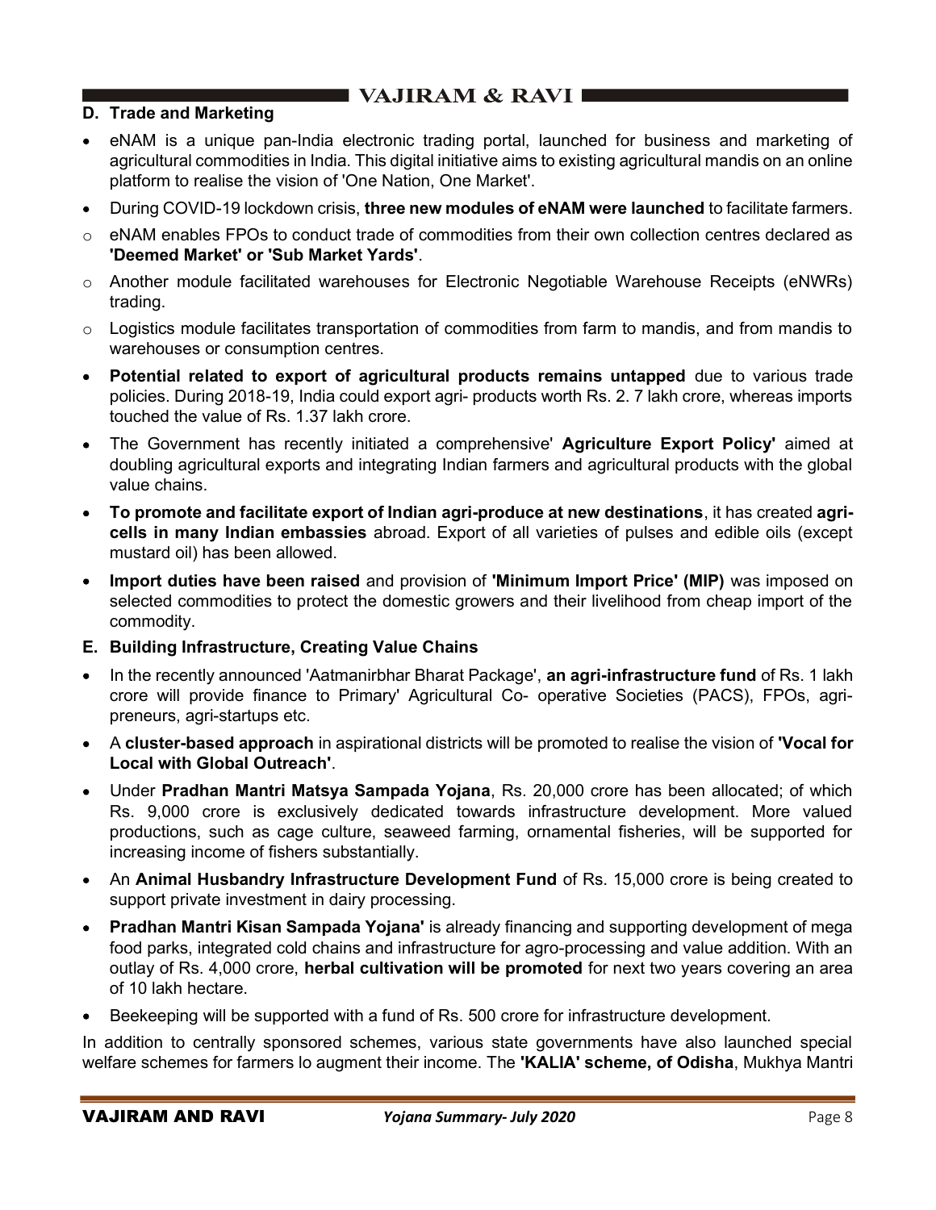### D. Trade and Marketing

- eNAM is a unique pan-India electronic trading portal, launched for business and marketing of agricultural commodities in India. This digital initiative aims to existing agricultural mandis on an online platform to realise the vision of 'One Nation, One Market'.
- During COVID-19 lockdown crisis, **three new modules of eNAM were launched** to facilitate farmers.
  - eNAM enables FPOs to conduct trade of commodities from their own collection centres declared as **'Deemed Market' or 'Sub Market Yards'**.
  - Another module facilitated warehouses for Electronic Negotiable Warehouse Receipts (eNWRs) trading.
  - Logistics module facilitates transportation of commodities from farm to mandis, and from mandis to warehouses or consumption centres.
- **Potential related to export of agricultural products remains untapped** due to various trade policies. During 2018-19, India could export agri- products worth Rs. 2. 7 lakh crore, whereas imports touched the value of Rs. 1.37 lakh crore.
- The Government has recently initiated a comprehensive' **Agriculture Export Policy'** aimed at doubling agricultural exports and integrating Indian farmers and agricultural products with the global value chains.
- **To promote and facilitate export of Indian agri-produce at new destinations**, it has created **agri-cells in many Indian embassies** abroad. Export of all varieties of pulses and edible oils (except mustard oil) has been allowed.
- **Import duties have been raised** and provision of **'Minimum Import Price' (MIP)** was imposed on selected commodities to protect the domestic growers and their livelihood from cheap import of the commodity.

### E. Building Infrastructure, Creating Value Chains

- In the recently announced 'Aatmanirbhar Bharat Package', **an agri-infrastructure fund** of Rs. 1 lakh crore will provide finance to Primary' Agricultural Co- operative Societies (PACS), FPOs, agri-preneurs, agri-startups etc.
- A **cluster-based approach** in aspirational districts will be promoted to realise the vision of **'Vocal for Local with Global Outreach'**.
- Under **Pradhan Mantri Matsya Sampada Yojana**, Rs. 20,000 crore has been allocated; of which Rs. 9,000 crore is exclusively dedicated towards infrastructure development. More valued productions, such as cage culture, seaweed farming, ornamental fisheries, will be supported for increasing income of fishers substantially.
- An **Animal Husbandry Infrastructure Development Fund** of Rs. 15,000 crore is being created to support private investment in dairy processing.
- **Pradhan Mantri Kisan Sampada Yojana'** is already financing and supporting development of mega food parks, integrated cold chains and infrastructure for agro-processing and value addition. With an outlay of Rs. 4,000 crore, **herbal cultivation will be promoted** for next two years covering an area of 10 lakh hectare.
- Beekeeping will be supported with a fund of Rs. 500 crore for infrastructure development.

In addition to centrally sponsored schemes, various state governments have also launched special welfare schemes for farmers lo augment their income. The **'KALIA' scheme, of Odisha**, Mukhya Mantri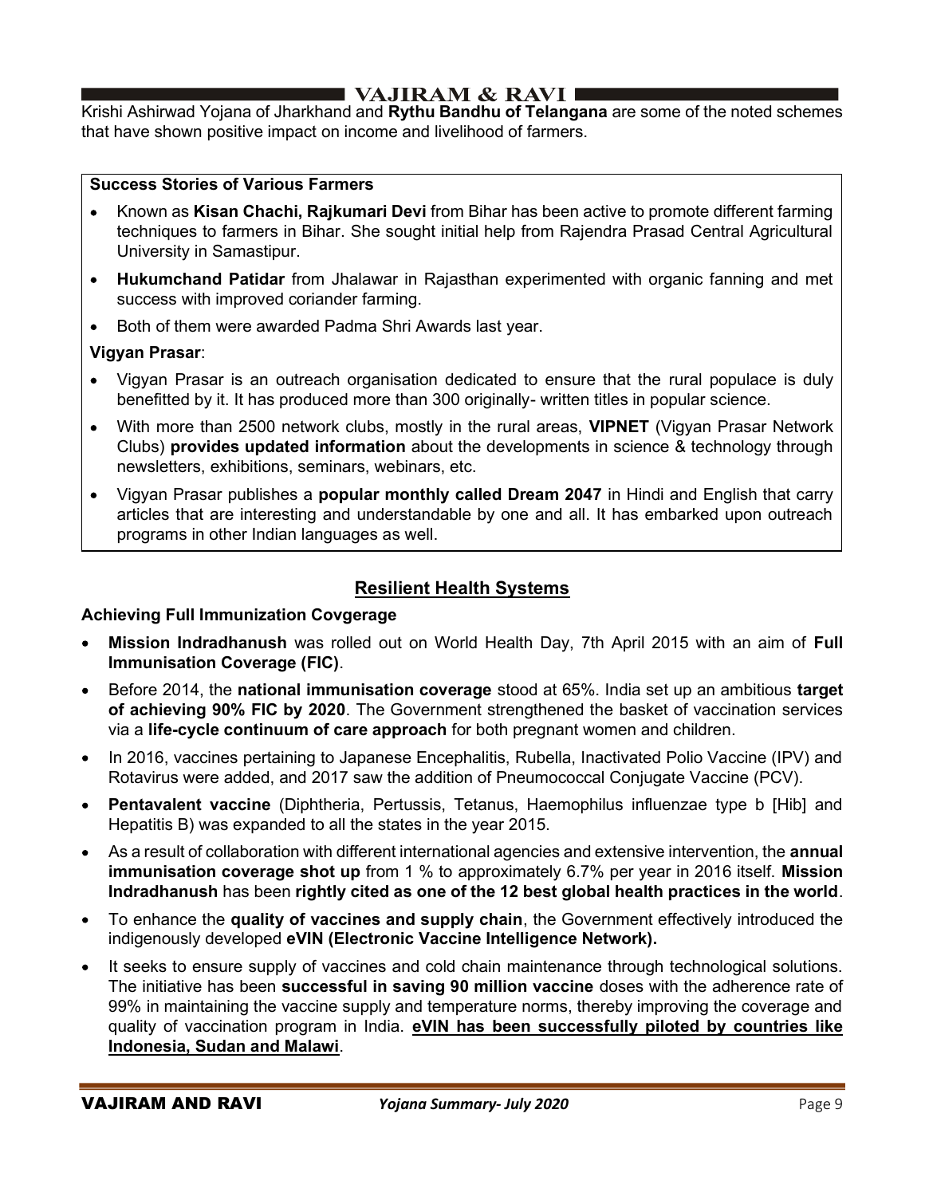Krishi Ashirwad Yojana of Jharkhand and **Rythu Bandhu of Telangana** are some of the noted schemes that have shown positive impact on income and livelihood of farmers.

**Success Stories of Various Farmers**

- Known as **Kisan Chachi, Rajkumari Devi** from Bihar has been active to promote different farming techniques to farmers in Bihar. She sought initial help from Rajendra Prasad Central Agricultural University in Samastipur.
- **Hukumchand Patidar** from Jhalawar in Rajasthan experimented with organic fanning and met success with improved coriander farming.
- Both of them were awarded Padma Shri Awards last year.

**Vigyan Prasar**:

- Vigyan Prasar is an outreach organisation dedicated to ensure that the rural populace is duly benefitted by it. It has produced more than 300 originally- written titles in popular science.
- With more than 2500 network clubs, mostly in the rural areas, **VIPNET** (Vigyan Prasar Network Clubs) **provides updated information** about the developments in science & technology through newsletters, exhibitions, seminars, webinars, etc.
- Vigyan Prasar publishes a **popular monthly called Dream 2047** in Hindi and English that carry articles that are interesting and understandable by one and all. It has embarked upon outreach programs in other Indian languages as well.

## Resilient Health Systems

**Achieving Full Immunization Covgerage**

- **Mission Indradhanush** was rolled out on World Health Day, 7th April 2015 with an aim of **Full Immunisation Coverage (FIC)**.
- Before 2014, the **national immunisation coverage** stood at 65%. India set up an ambitious **target of achieving 90% FIC by 2020**. The Government strengthened the basket of vaccination services via a **life-cycle continuum of care approach** for both pregnant women and children.
- In 2016, vaccines pertaining to Japanese Encephalitis, Rubella, Inactivated Polio Vaccine (IPV) and Rotavirus were added, and 2017 saw the addition of Pneumococcal Conjugate Vaccine (PCV).
- **Pentavalent vaccine** (Diphtheria, Pertussis, Tetanus, Haemophilus influenzae type b [Hib] and Hepatitis B) was expanded to all the states in the year 2015.
- As a result of collaboration with different international agencies and extensive intervention, the **annual immunisation coverage shot up** from 1 % to approximately 6.7% per year in 2016 itself. **Mission Indradhanush** has been **rightly cited as one of the 12 best global health practices in the world**.
- To enhance the **quality of vaccines and supply chain**, the Government effectively introduced the indigenously developed **eVIN (Electronic Vaccine Intelligence Network).**
- It seeks to ensure supply of vaccines and cold chain maintenance through technological solutions. The initiative has been **successful in saving 90 million vaccine** doses with the adherence rate of 99% in maintaining the vaccine supply and temperature norms, thereby improving the coverage and quality of vaccination program in India. **eVIN has been successfully piloted by countries like Indonesia, Sudan and Malawi**.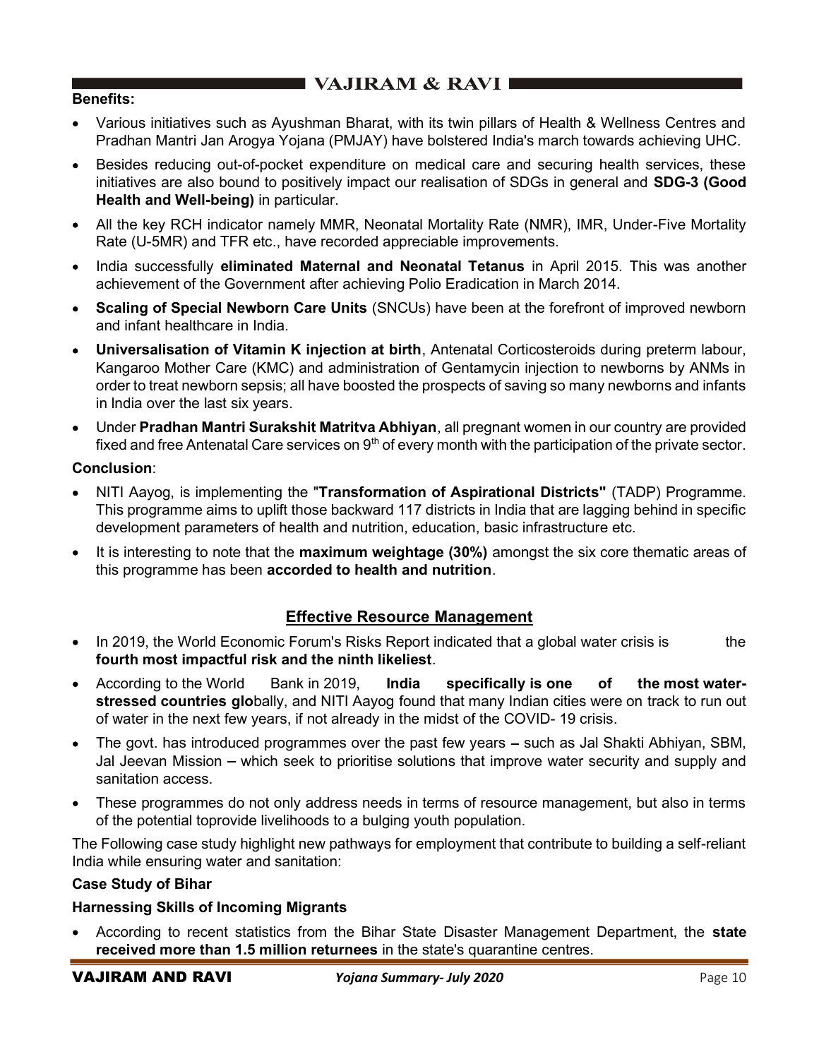**Benefits:**

- Various initiatives such as Ayushman Bharat, with its twin pillars of Health & Wellness Centres and Pradhan Mantri Jan Arogya Yojana (PMJAY) have bolstered India's march towards achieving UHC.
- Besides reducing out-of-pocket expenditure on medical care and securing health services, these initiatives are also bound to positively impact our realisation of SDGs in general and **SDG-3 (Good Health and Well-being)** in particular.
- All the key RCH indicator namely MMR, Neonatal Mortality Rate (NMR), IMR, Under-Five Mortality Rate (U-5MR) and TFR etc., have recorded appreciable improvements.
- India successfully **eliminated Maternal and Neonatal Tetanus** in April 2015. This was another achievement of the Government after achieving Polio Eradication in March 2014.
- **Scaling of Special Newborn Care Units** (SNCUs) have been at the forefront of improved newborn and infant healthcare in India.
- **Universalisation of Vitamin K injection at birth**, Antenatal Corticosteroids during preterm labour, Kangaroo Mother Care (KMC) and administration of Gentamycin injection to newborns by ANMs in order to treat newborn sepsis; all have boosted the prospects of saving so many newborns and infants in India over the last six years.
- Under **Pradhan Mantri Surakshit Matritva Abhiyan**, all pregnant women in our country are provided fixed and free Antenatal Care services on 9th of every month with the participation of the private sector.

**Conclusion**:

- NITI Aayog, is implementing the "**Transformation of Aspirational Districts"** (TADP) Programme. This programme aims to uplift those backward 117 districts in India that are lagging behind in specific development parameters of health and nutrition, education, basic infrastructure etc.
- It is interesting to note that the **maximum weightage (30%)** amongst the six core thematic areas of this programme has been **accorded to health and nutrition**.

## Effective Resource Management

- In 2019, the World Economic Forum's Risks Report indicated that a global water crisis is the **fourth most impactful risk and the ninth likeliest**.
- According to the World Bank in 2019, **India specifically is one of the most water-stressed countries glo**bally, and NITI Aayog found that many Indian cities were on track to run out of water in the next few years, if not already in the midst of the COVID- 19 crisis.
- The govt. has introduced programmes over the past few years – such as Jal Shakti Abhiyan, SBM, Jal Jeevan Mission – which seek to prioritise solutions that improve water security and supply and sanitation access.
- These programmes do not only address needs in terms of resource management, but also in terms of the potential toprovide livelihoods to a bulging youth population.

The Following case study highlight new pathways for employment that contribute to building a self-reliant India while ensuring water and sanitation:

**Case Study of Bihar**

**Harnessing Skills of Incoming Migrants**

- According to recent statistics from the Bihar State Disaster Management Department, the **state received more than 1.5 million returnees** in the state's quarantine centres.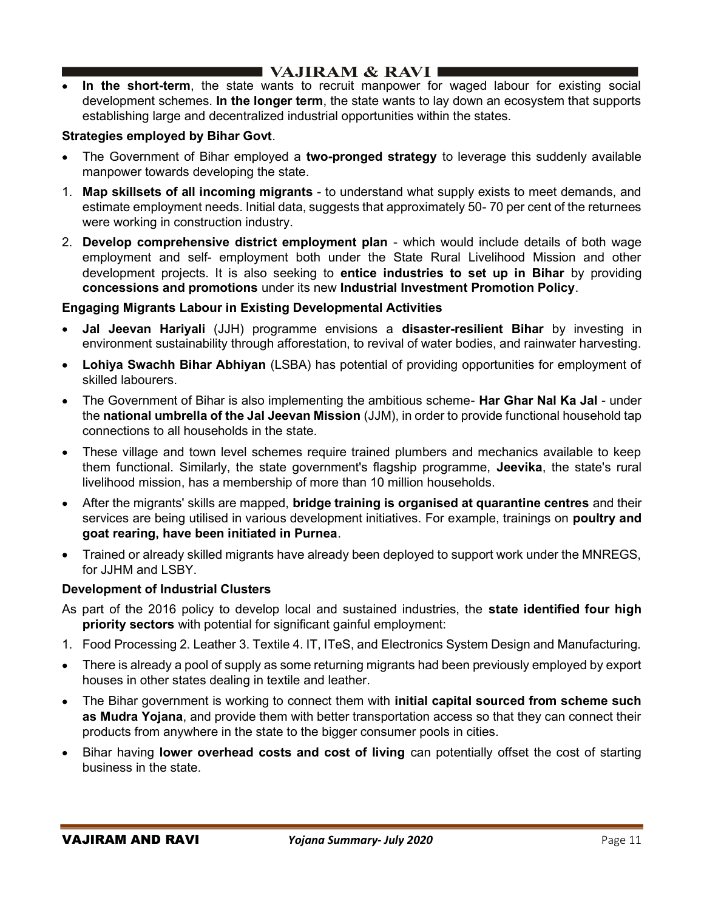- **In the short-term**, the state wants to recruit manpower for waged labour for existing social development schemes. **In the longer term**, the state wants to lay down an ecosystem that supports establishing large and decentralized industrial opportunities within the states.

**Strategies employed by Bihar Govt**.

- The Government of Bihar employed a **two-pronged strategy** to leverage this suddenly available manpower towards developing the state.

1. **Map skillsets of all incoming migrants** - to understand what supply exists to meet demands, and estimate employment needs. Initial data, suggests that approximately 50- 70 per cent of the returnees were working in construction industry.
2. **Develop comprehensive district employment plan** - which would include details of both wage employment and self- employment both under the State Rural Livelihood Mission and other development projects. It is also seeking to **entice industries to set up in Bihar** by providing **concessions and promotions** under its new **Industrial Investment Promotion Policy**.

**Engaging Migrants Labour in Existing Developmental Activities**

- **Jal Jeevan Hariyali** (JJH) programme envisions a **disaster-resilient Bihar** by investing in environment sustainability through afforestation, to revival of water bodies, and rainwater harvesting.
- **Lohiya Swachh Bihar Abhiyan** (LSBA) has potential of providing opportunities for employment of skilled labourers.
- The Government of Bihar is also implementing the ambitious scheme- **Har Ghar Nal Ka Jal** - under the **national umbrella of the Jal Jeevan Mission** (JJM), in order to provide functional household tap connections to all households in the state.
- These village and town level schemes require trained plumbers and mechanics available to keep them functional. Similarly, the state government's flagship programme, **Jeevika**, the state's rural livelihood mission, has a membership of more than 10 million households.
- After the migrants' skills are mapped, **bridge training is organised at quarantine centres** and their services are being utilised in various development initiatives. For example, trainings on **poultry and goat rearing, have been initiated in Purnea**.
- Trained or already skilled migrants have already been deployed to support work under the MNREGS, for JJHM and LSBY.

**Development of Industrial Clusters**

As part of the 2016 policy to develop local and sustained industries, the **state identified four high priority sectors** with potential for significant gainful employment:

1. Food Processing 2. Leather 3. Textile 4. IT, ITeS, and Electronics System Design and Manufacturing.

- There is already a pool of supply as some returning migrants had been previously employed by export houses in other states dealing in textile and leather.
- The Bihar government is working to connect them with **initial capital sourced from scheme such as Mudra Yojana**, and provide them with better transportation access so that they can connect their products from anywhere in the state to the bigger consumer pools in cities.
- Bihar having **lower overhead costs and cost of living** can potentially offset the cost of starting business in the state.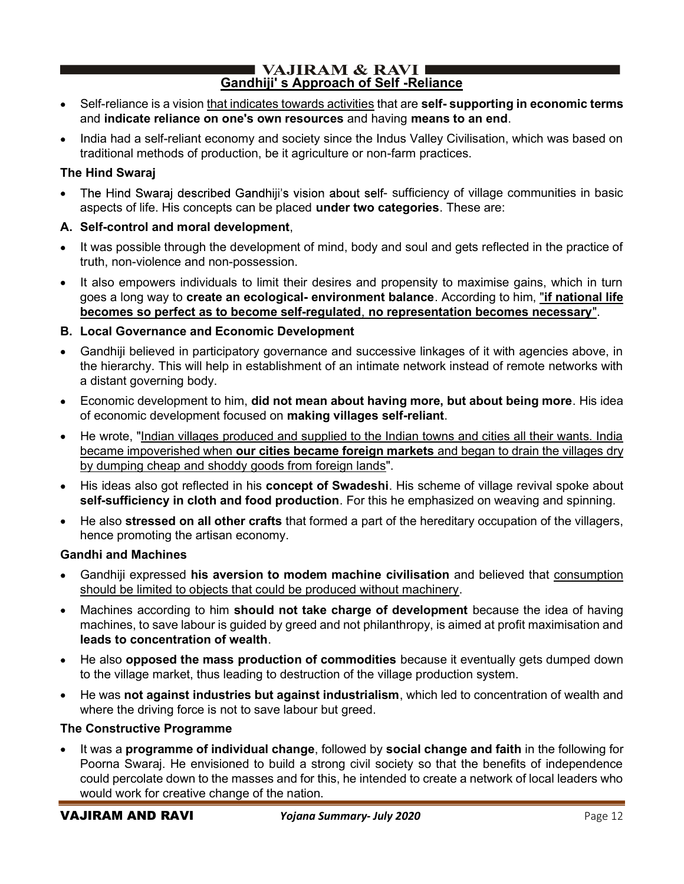## Gandhiji' s Approach of Self -Reliance

- Self-reliance is a vision that indicates towards activities that are **self- supporting in economic terms** and **indicate reliance on one's own resources** and having **means to an end**.
- India had a self-reliant economy and society since the Indus Valley Civilisation, which was based on traditional methods of production, be it agriculture or non-farm practices.

### The Hind Swaraj

- The Hind Swaraj described Gandhiji's vision about self- sufficiency of village communities in basic aspects of life. His concepts can be placed **under two categories**. These are:

**A. Self-control and moral development**,

- It was possible through the development of mind, body and soul and gets reflected in the practice of truth, non-violence and non-possession.
- It also empowers individuals to limit their desires and propensity to maximise gains, which in turn goes a long way to **create an ecological- environment balance**. According to him, "**if national life becomes so perfect as to become self-regulated, no representation becomes necessary**".

**B. Local Governance and Economic Development**

- Gandhiji believed in participatory governance and successive linkages of it with agencies above, in the hierarchy. This will help in establishment of an intimate network instead of remote networks with a distant governing body.
- Economic development to him, **did not mean about having more, but about being more**. His idea of economic development focused on **making villages self-reliant**.
- He wrote, "Indian villages produced and supplied to the Indian towns and cities all their wants. India became impoverished when **our cities became foreign markets** and began to drain the villages dry by dumping cheap and shoddy goods from foreign lands".
- His ideas also got reflected in his **concept of Swadeshi**. His scheme of village revival spoke about **self-sufficiency in cloth and food production**. For this he emphasized on weaving and spinning.
- He also **stressed on all other crafts** that formed a part of the hereditary occupation of the villagers, hence promoting the artisan economy.

### Gandhi and Machines

- Gandhiji expressed **his aversion to modem machine civilisation** and believed that consumption should be limited to objects that could be produced without machinery.
- Machines according to him **should not take charge of development** because the idea of having machines, to save labour is guided by greed and not philanthropy, is aimed at profit maximisation and **leads to concentration of wealth**.
- He also **opposed the mass production of commodities** because it eventually gets dumped down to the village market, thus leading to destruction of the village production system.
- He was **not against industries but against industrialism**, which led to concentration of wealth and where the driving force is not to save labour but greed.

### The Constructive Programme

- It was a **programme of individual change**, followed by **social change and faith** in the following for Poorna Swaraj. He envisioned to build a strong civil society so that the benefits of independence could percolate down to the masses and for this, he intended to create a network of local leaders who would work for creative change of the nation.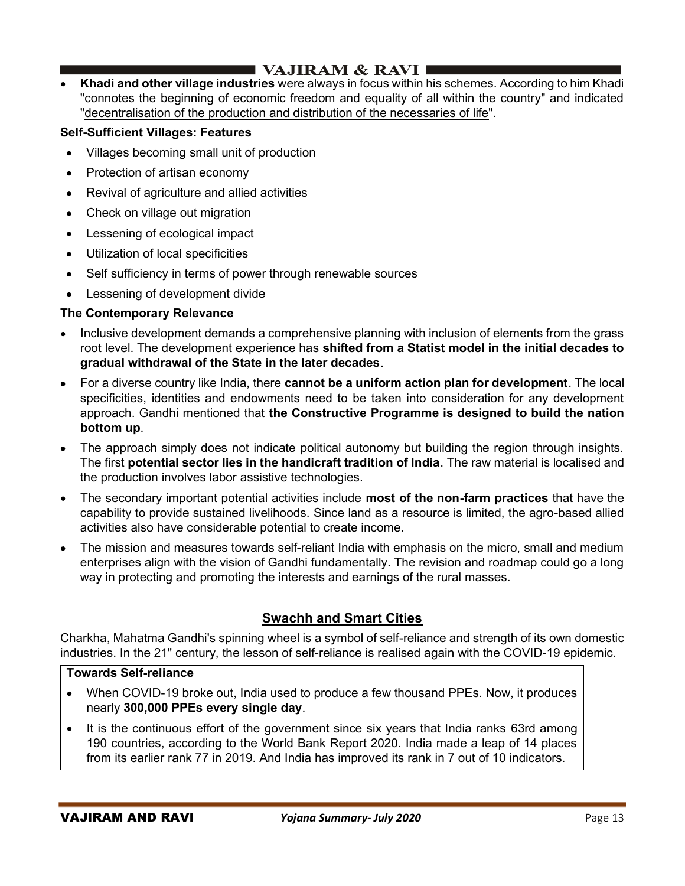- **Khadi and other village industries** were always in focus within his schemes. According to him Khadi "connotes the beginning of economic freedom and equality of all within the country" and indicated "decentralisation of the production and distribution of the necessaries of life".

**Self-Sufficient Villages: Features**

- Villages becoming small unit of production
- Protection of artisan economy
- Revival of agriculture and allied activities
- Check on village out migration
- Lessening of ecological impact
- Utilization of local specificities
- Self sufficiency in terms of power through renewable sources
- Lessening of development divide

**The Contemporary Relevance**

- Inclusive development demands a comprehensive planning with inclusion of elements from the grass root level. The development experience has **shifted from a Statist model in the initial decades to gradual withdrawal of the State in the later decades**.
- For a diverse country like India, there **cannot be a uniform action plan for development**. The local specificities, identities and endowments need to be taken into consideration for any development approach. Gandhi mentioned that **the Constructive Programme is designed to build the nation bottom up**.
- The approach simply does not indicate political autonomy but building the region through insights. The first **potential sector lies in the handicraft tradition of India**. The raw material is localised and the production involves labor assistive technologies.
- The secondary important potential activities include **most of the non-farm practices** that have the capability to provide sustained livelihoods. Since land as a resource is limited, the agro-based allied activities also have considerable potential to create income.
- The mission and measures towards self-reliant India with emphasis on the micro, small and medium enterprises align with the vision of Gandhi fundamentally. The revision and roadmap could go a long way in protecting and promoting the interests and earnings of the rural masses.

## Swachh and Smart Cities

Charkha, Mahatma Gandhi's spinning wheel is a symbol of self-reliance and strength of its own domestic industries. In the 21" century, the lesson of self-reliance is realised again with the COVID-19 epidemic.

**Towards Self-reliance**

- When COVID-19 broke out, India used to produce a few thousand PPEs. Now, it produces nearly **300,000 PPEs every single day**.
- It is the continuous effort of the government since six years that India ranks 63rd among 190 countries, according to the World Bank Report 2020. India made a leap of 14 places from its earlier rank 77 in 2019. And India has improved its rank in 7 out of 10 indicators.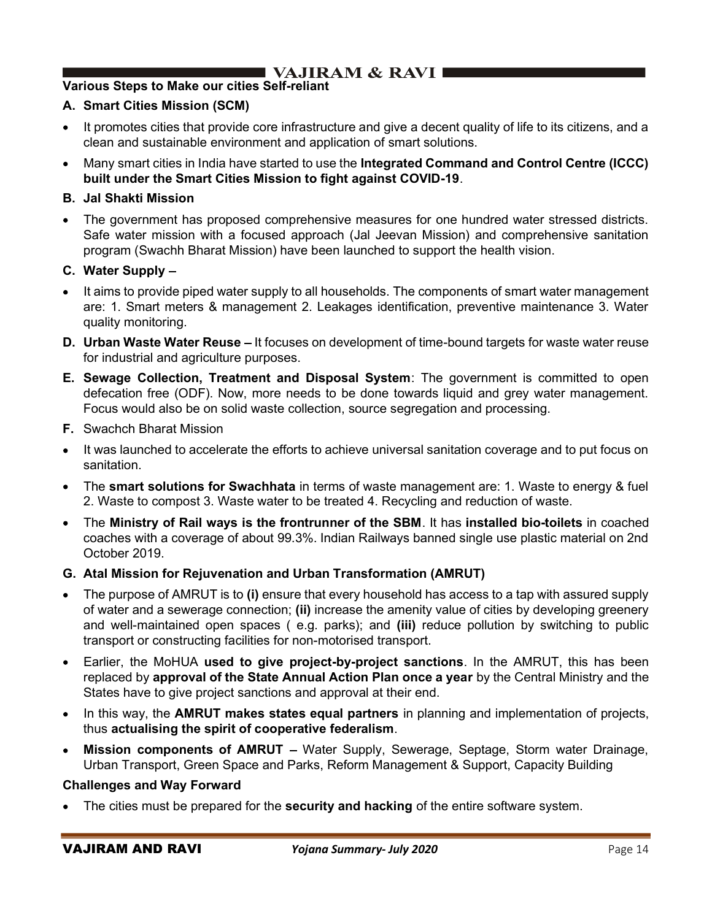**Various Steps to Make our cities Self-reliant**

**A. Smart Cities Mission (SCM)**

- It promotes cities that provide core infrastructure and give a decent quality of life to its citizens, and a clean and sustainable environment and application of smart solutions.
- Many smart cities in India have started to use the **Integrated Command and Control Centre (ICCC) built under the Smart Cities Mission to fight against COVID-19**.

**B. Jal Shakti Mission**

- The government has proposed comprehensive measures for one hundred water stressed districts. Safe water mission with a focused approach (Jal Jeevan Mission) and comprehensive sanitation program (Swachh Bharat Mission) have been launched to support the health vision.

**C. Water Supply –**

- It aims to provide piped water supply to all households. The components of smart water management are: 1. Smart meters & management 2. Leakages identification, preventive maintenance 3. Water quality monitoring.

**D. Urban Waste Water Reuse –** It focuses on development of time-bound targets for waste water reuse for industrial and agriculture purposes.

**E. Sewage Collection, Treatment and Disposal System**: The government is committed to open defecation free (ODF). Now, more needs to be done towards liquid and grey water management. Focus would also be on solid waste collection, source segregation and processing.

**F.** Swachch Bharat Mission

- It was launched to accelerate the efforts to achieve universal sanitation coverage and to put focus on sanitation.
- The **smart solutions for Swachhata** in terms of waste management are: 1. Waste to energy & fuel 2. Waste to compost 3. Waste water to be treated 4. Recycling and reduction of waste.
- The **Ministry of Rail ways is the frontrunner of the SBM**. It has **installed bio-toilets** in coached coaches with a coverage of about 99.3%. Indian Railways banned single use plastic material on 2nd October 2019.

**G. Atal Mission for Rejuvenation and Urban Transformation (AMRUT)**

- The purpose of AMRUT is to **(i)** ensure that every household has access to a tap with assured supply of water and a sewerage connection; **(ii)** increase the amenity value of cities by developing greenery and well-maintained open spaces ( e.g. parks); and **(iii)** reduce pollution by switching to public transport or constructing facilities for non-motorised transport.
- Earlier, the MoHUA **used to give project-by-project sanctions**. In the AMRUT, this has been replaced by **approval of the State Annual Action Plan once a year** by the Central Ministry and the States have to give project sanctions and approval at their end.
- In this way, the **AMRUT makes states equal partners** in planning and implementation of projects, thus **actualising the spirit of cooperative federalism**.
- **Mission components of AMRUT –** Water Supply, Sewerage, Septage, Storm water Drainage, Urban Transport, Green Space and Parks, Reform Management & Support, Capacity Building

**Challenges and Way Forward**

- The cities must be prepared for the **security and hacking** of the entire software system.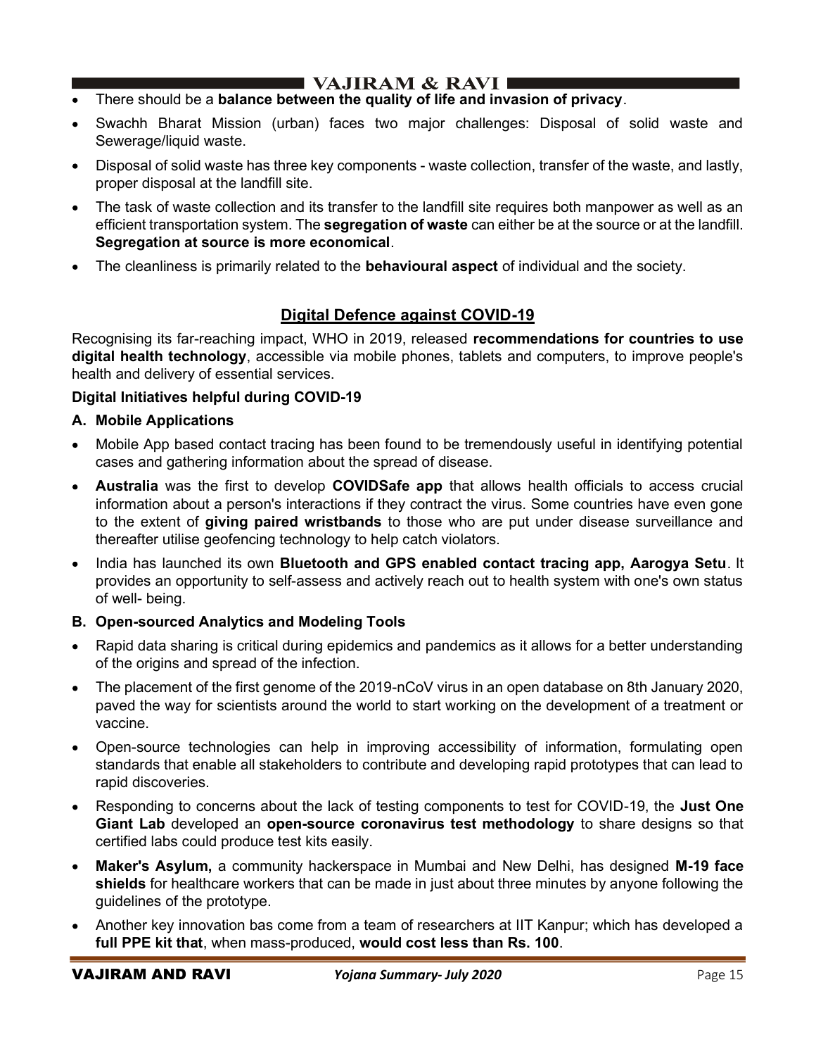- There should be a **balance between the quality of life and invasion of privacy**.
- Swachh Bharat Mission (urban) faces two major challenges: Disposal of solid waste and Sewerage/liquid waste.
- Disposal of solid waste has three key components - waste collection, transfer of the waste, and lastly, proper disposal at the landfill site.
- The task of waste collection and its transfer to the landfill site requires both manpower as well as an efficient transportation system. The **segregation of waste** can either be at the source or at the landfill. **Segregation at source is more economical**.
- The cleanliness is primarily related to the **behavioural aspect** of individual and the society.

## Digital Defence against COVID-19

Recognising its far-reaching impact, WHO in 2019, released **recommendations for countries to use digital health technology**, accessible via mobile phones, tablets and computers, to improve people's health and delivery of essential services.

**Digital Initiatives helpful during COVID-19**

**A. Mobile Applications**

- Mobile App based contact tracing has been found to be tremendously useful in identifying potential cases and gathering information about the spread of disease.
- **Australia** was the first to develop **COVIDSafe app** that allows health officials to access crucial information about a person's interactions if they contract the virus. Some countries have even gone to the extent of **giving paired wristbands** to those who are put under disease surveillance and thereafter utilise geofencing technology to help catch violators.
- India has launched its own **Bluetooth and GPS enabled contact tracing app, Aarogya Setu**. It provides an opportunity to self-assess and actively reach out to health system with one's own status of well- being.

**B. Open-sourced Analytics and Modeling Tools**

- Rapid data sharing is critical during epidemics and pandemics as it allows for a better understanding of the origins and spread of the infection.
- The placement of the first genome of the 2019-nCoV virus in an open database on 8th January 2020, paved the way for scientists around the world to start working on the development of a treatment or vaccine.
- Open-source technologies can help in improving accessibility of information, formulating open standards that enable all stakeholders to contribute and developing rapid prototypes that can lead to rapid discoveries.
- Responding to concerns about the lack of testing components to test for COVID-19, the **Just One Giant Lab** developed an **open-source coronavirus test methodology** to share designs so that certified labs could produce test kits easily.
- **Maker's Asylum,** a community hackerspace in Mumbai and New Delhi, has designed **M-19 face shields** for healthcare workers that can be made in just about three minutes by anyone following the guidelines of the prototype.
- Another key innovation bas come from a team of researchers at IIT Kanpur; which has developed a **full PPE kit that**, when mass-produced, **would cost less than Rs. 100**.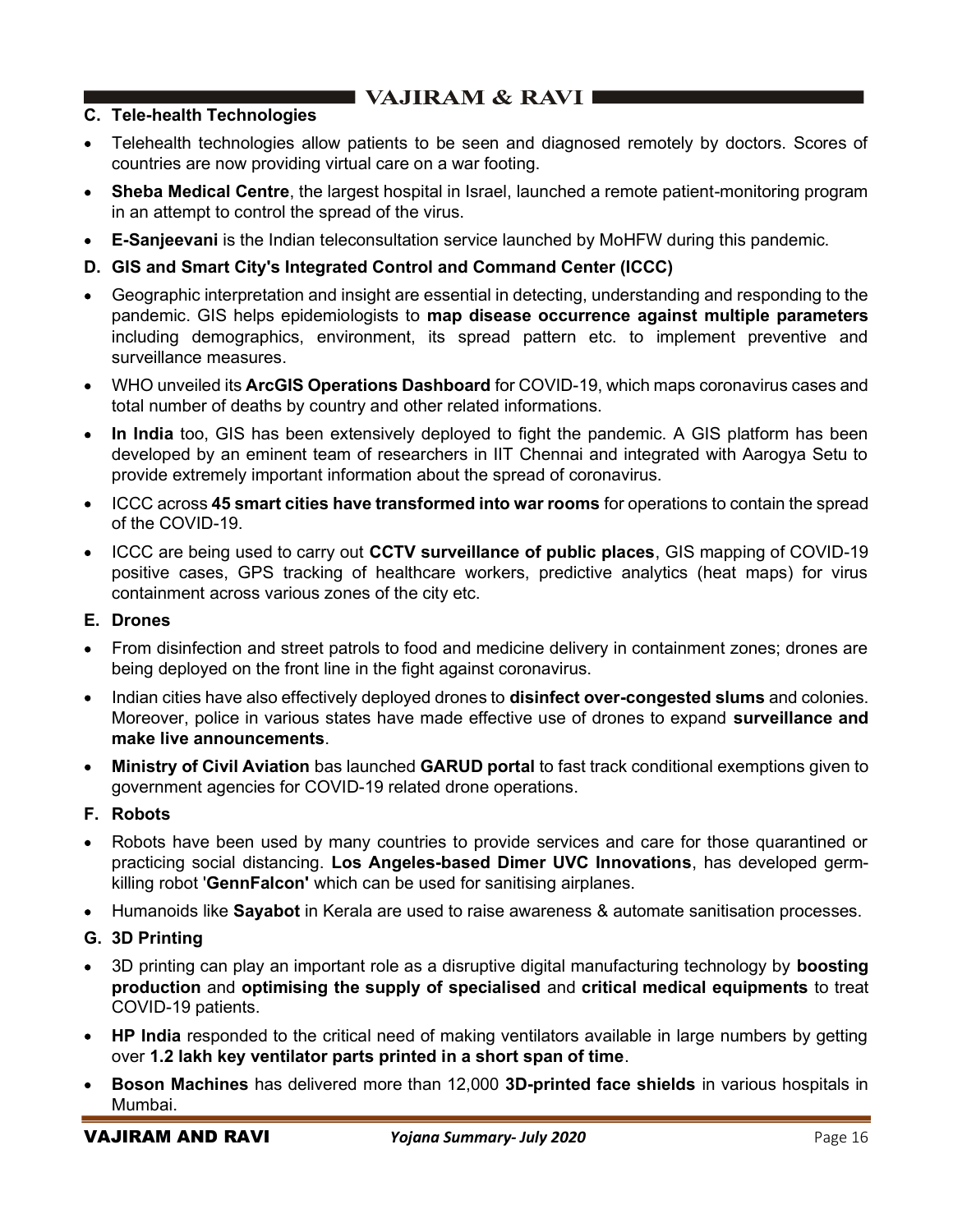### C. Tele-health Technologies

- Telehealth technologies allow patients to be seen and diagnosed remotely by doctors. Scores of countries are now providing virtual care on a war footing.
- **Sheba Medical Centre**, the largest hospital in Israel, launched a remote patient-monitoring program in an attempt to control the spread of the virus.
- **E-Sanjeevani** is the Indian teleconsultation service launched by MoHFW during this pandemic.

### D. GIS and Smart City's Integrated Control and Command Center (ICCC)

- Geographic interpretation and insight are essential in detecting, understanding and responding to the pandemic. GIS helps epidemiologists to **map disease occurrence against multiple parameters** including demographics, environment, its spread pattern etc. to implement preventive and surveillance measures.
- WHO unveiled its **ArcGIS Operations Dashboard** for COVID-19, which maps coronavirus cases and total number of deaths by country and other related informations.
- **In India** too, GIS has been extensively deployed to fight the pandemic. A GIS platform has been developed by an eminent team of researchers in IIT Chennai and integrated with Aarogya Setu to provide extremely important information about the spread of coronavirus.
- ICCC across **45 smart cities have transformed into war rooms** for operations to contain the spread of the COVID-19.
- ICCC are being used to carry out **CCTV surveillance of public places**, GIS mapping of COVID-19 positive cases, GPS tracking of healthcare workers, predictive analytics (heat maps) for virus containment across various zones of the city etc.

### E. Drones

- From disinfection and street patrols to food and medicine delivery in containment zones; drones are being deployed on the front line in the fight against coronavirus.
- Indian cities have also effectively deployed drones to **disinfect over-congested slums** and colonies. Moreover, police in various states have made effective use of drones to expand **surveillance and make live announcements**.
- **Ministry of Civil Aviation** bas launched **GARUD portal** to fast track conditional exemptions given to government agencies for COVID-19 related drone operations.

### F. Robots

- Robots have been used by many countries to provide services and care for those quarantined or practicing social distancing. **Los Angeles-based Dimer UVC Innovations**, has developed germ-killing robot '**GennFalcon'** which can be used for sanitising airplanes.
- Humanoids like **Sayabot** in Kerala are used to raise awareness & automate sanitisation processes.

### G. 3D Printing

- 3D printing can play an important role as a disruptive digital manufacturing technology by **boosting production** and **optimising the supply of specialised** and **critical medical equipments** to treat COVID-19 patients.
- **HP India** responded to the critical need of making ventilators available in large numbers by getting over **1.2 lakh key ventilator parts printed in a short span of time**.
- **Boson Machines** has delivered more than 12,000 **3D-printed face shields** in various hospitals in Mumbai.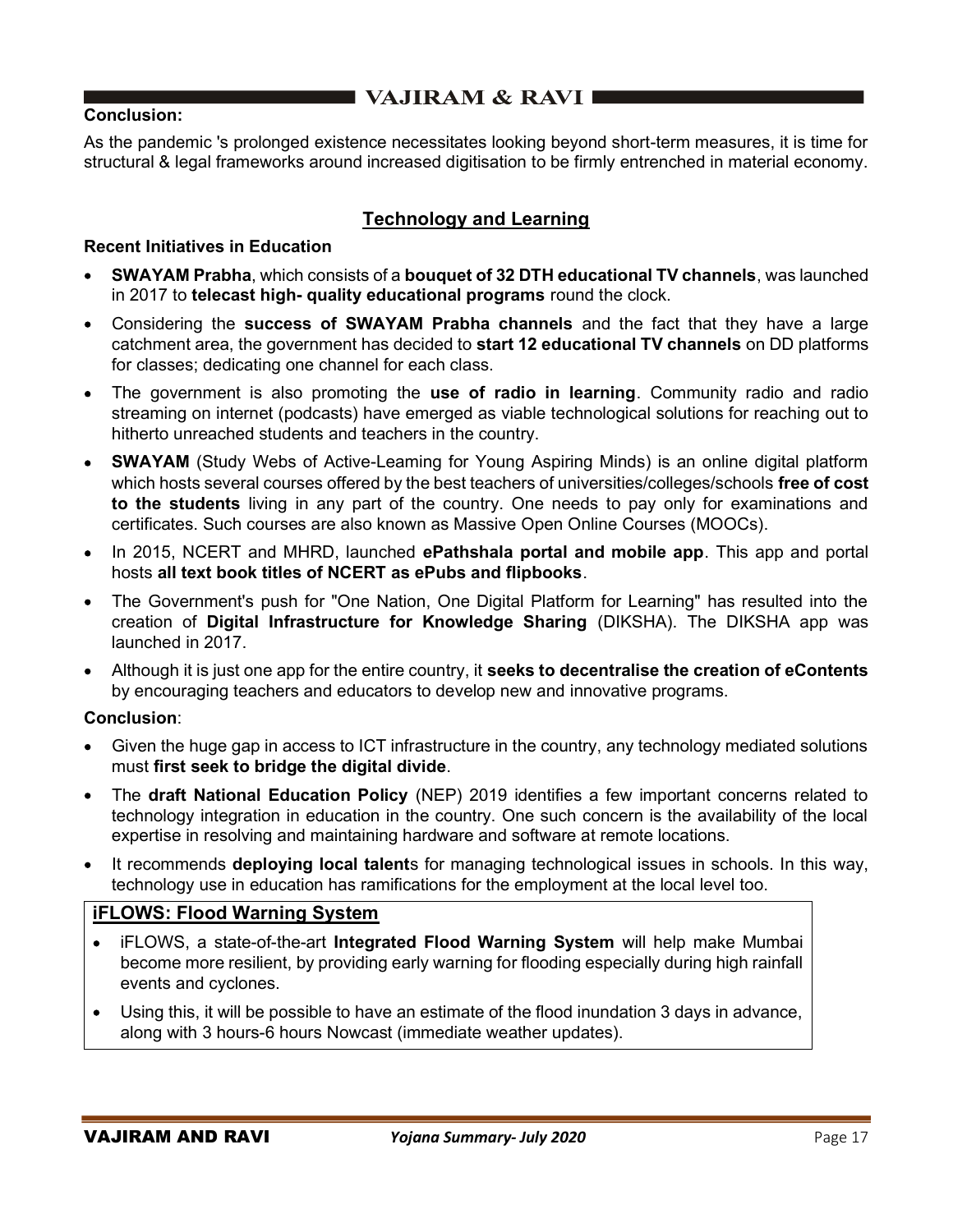**Conclusion:**

As the pandemic 's prolonged existence necessitates looking beyond short-term measures, it is time for structural & legal frameworks around increased digitisation to be firmly entrenched in material economy.

## Technology and Learning

**Recent Initiatives in Education**

- **SWAYAM Prabha**, which consists of a **bouquet of 32 DTH educational TV channels**, was launched in 2017 to **telecast high- quality educational programs** round the clock.
- Considering the **success of SWAYAM Prabha channels** and the fact that they have a large catchment area, the government has decided to **start 12 educational TV channels** on DD platforms for classes; dedicating one channel for each class.
- The government is also promoting the **use of radio in learning**. Community radio and radio streaming on internet (podcasts) have emerged as viable technological solutions for reaching out to hitherto unreached students and teachers in the country.
- **SWAYAM** (Study Webs of Active-Leaming for Young Aspiring Minds) is an online digital platform which hosts several courses offered by the best teachers of universities/colleges/schools **free of cost to the students** living in any part of the country. One needs to pay only for examinations and certificates. Such courses are also known as Massive Open Online Courses (MOOCs).
- In 2015, NCERT and MHRD, launched **ePathshala portal and mobile app**. This app and portal hosts **all text book titles of NCERT as ePubs and flipbooks**.
- The Government's push for "One Nation, One Digital Platform for Learning" has resulted into the creation of **Digital Infrastructure for Knowledge Sharing** (DIKSHA). The DIKSHA app was launched in 2017.
- Although it is just one app for the entire country, it **seeks to decentralise the creation of eContents** by encouraging teachers and educators to develop new and innovative programs.

**Conclusion**:

- Given the huge gap in access to ICT infrastructure in the country, any technology mediated solutions must **first seek to bridge the digital divide**.
- The **draft National Education Policy** (NEP) 2019 identifies a few important concerns related to technology integration in education in the country. One such concern is the availability of the local expertise in resolving and maintaining hardware and software at remote locations.
- It recommends **deploying local talent**s for managing technological issues in schools. In this way, technology use in education has ramifications for the employment at the local level too.

### iFLOWS: Flood Warning System

- iFLOWS, a state-of-the-art **Integrated Flood Warning System** will help make Mumbai become more resilient, by providing early warning for flooding especially during high rainfall events and cyclones.
- Using this, it will be possible to have an estimate of the flood inundation 3 days in advance, along with 3 hours-6 hours Nowcast (immediate weather updates).